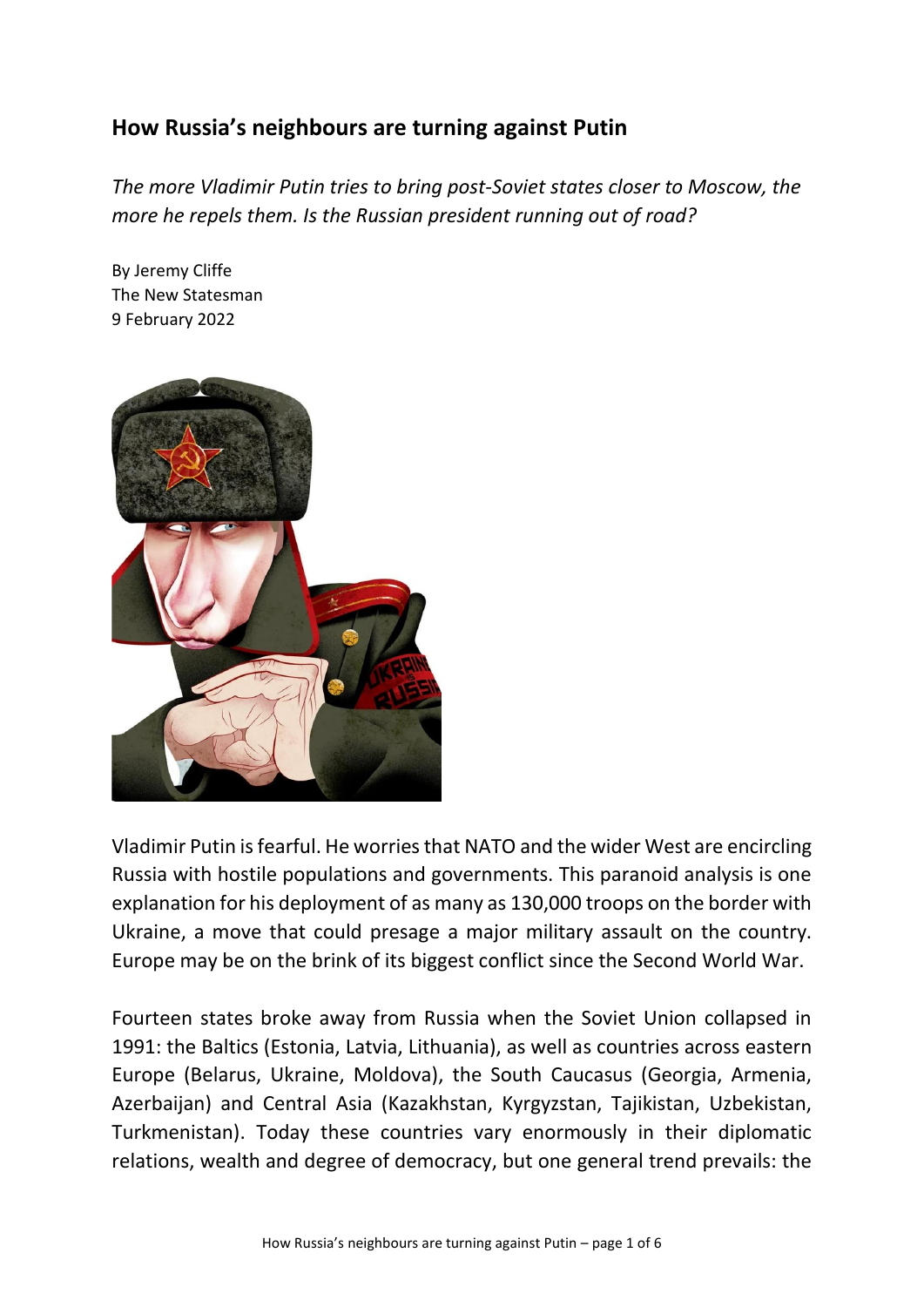## How Russia's neighbours are turning against Putin

*The more Vladimir Putin tries to bring post-Soviet states closer to Moscow, the more he repels them. Is the Russian president running out of road?*

By Jeremy Cliffe
The New Statesman
9 February 2022

Vladimir Putin is fearful. He worries that NATO and the wider West are encircling Russia with hostile populations and governments. This paranoid analysis is one explanation for his deployment of as many as 130,000 troops on the border with Ukraine, a move that could presage a major military assault on the country. Europe may be on the brink of its biggest conflict since the Second World War.

Fourteen states broke away from Russia when the Soviet Union collapsed in 1991: the Baltics (Estonia, Latvia, Lithuania), as well as countries across eastern Europe (Belarus, Ukraine, Moldova), the South Caucasus (Georgia, Armenia, Azerbaijan) and Central Asia (Kazakhstan, Kyrgyzstan, Tajikistan, Uzbekistan, Turkmenistan). Today these countries vary enormously in their diplomatic relations, wealth and degree of democracy, but one general trend prevails: the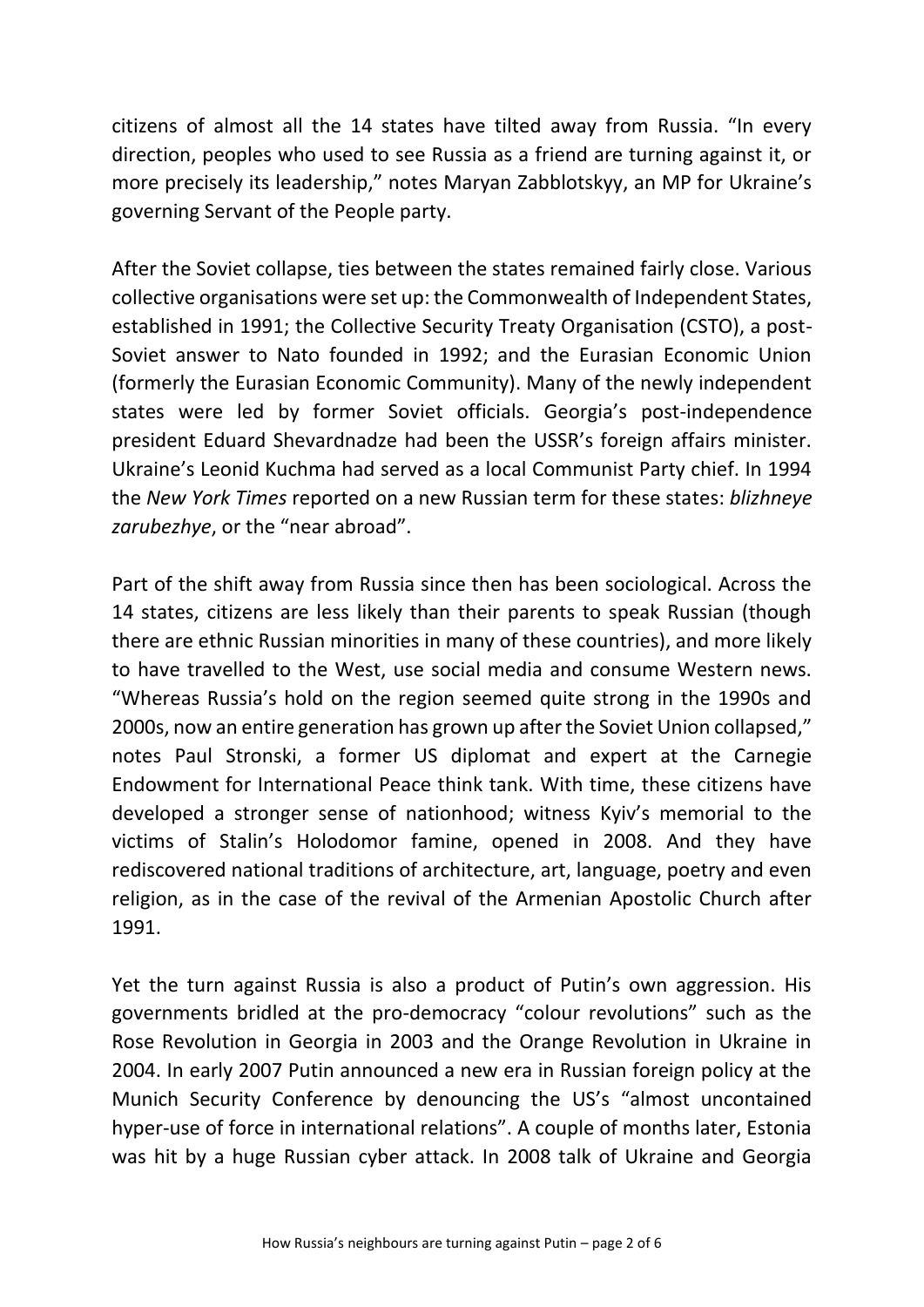citizens of almost all the 14 states have tilted away from Russia. "In every direction, peoples who used to see Russia as a friend are turning against it, or more precisely its leadership," notes Maryan Zabblotskyy, an MP for Ukraine's governing Servant of the People party.

After the Soviet collapse, ties between the states remained fairly close. Various collective organisations were set up: the Commonwealth of Independent States, established in 1991; the Collective Security Treaty Organisation (CSTO), a post-Soviet answer to Nato founded in 1992; and the Eurasian Economic Union (formerly the Eurasian Economic Community). Many of the newly independent states were led by former Soviet officials. Georgia's post-independence president Eduard Shevardnadze had been the USSR's foreign affairs minister. Ukraine's Leonid Kuchma had served as a local Communist Party chief. In 1994 the *New York Times* reported on a new Russian term for these states: *blizhneye zarubezhye*, or the "near abroad".

Part of the shift away from Russia since then has been sociological. Across the 14 states, citizens are less likely than their parents to speak Russian (though there are ethnic Russian minorities in many of these countries), and more likely to have travelled to the West, use social media and consume Western news. "Whereas Russia's hold on the region seemed quite strong in the 1990s and 2000s, now an entire generation has grown up after the Soviet Union collapsed," notes Paul Stronski, a former US diplomat and expert at the Carnegie Endowment for International Peace think tank. With time, these citizens have developed a stronger sense of nationhood; witness Kyiv's memorial to the victims of Stalin's Holodomor famine, opened in 2008. And they have rediscovered national traditions of architecture, art, language, poetry and even religion, as in the case of the revival of the Armenian Apostolic Church after 1991.

Yet the turn against Russia is also a product of Putin's own aggression. His governments bridled at the pro-democracy "colour revolutions" such as the Rose Revolution in Georgia in 2003 and the Orange Revolution in Ukraine in 2004. In early 2007 Putin announced a new era in Russian foreign policy at the Munich Security Conference by denouncing the US's "almost uncontained hyper-use of force in international relations". A couple of months later, Estonia was hit by a huge Russian cyber attack. In 2008 talk of Ukraine and Georgia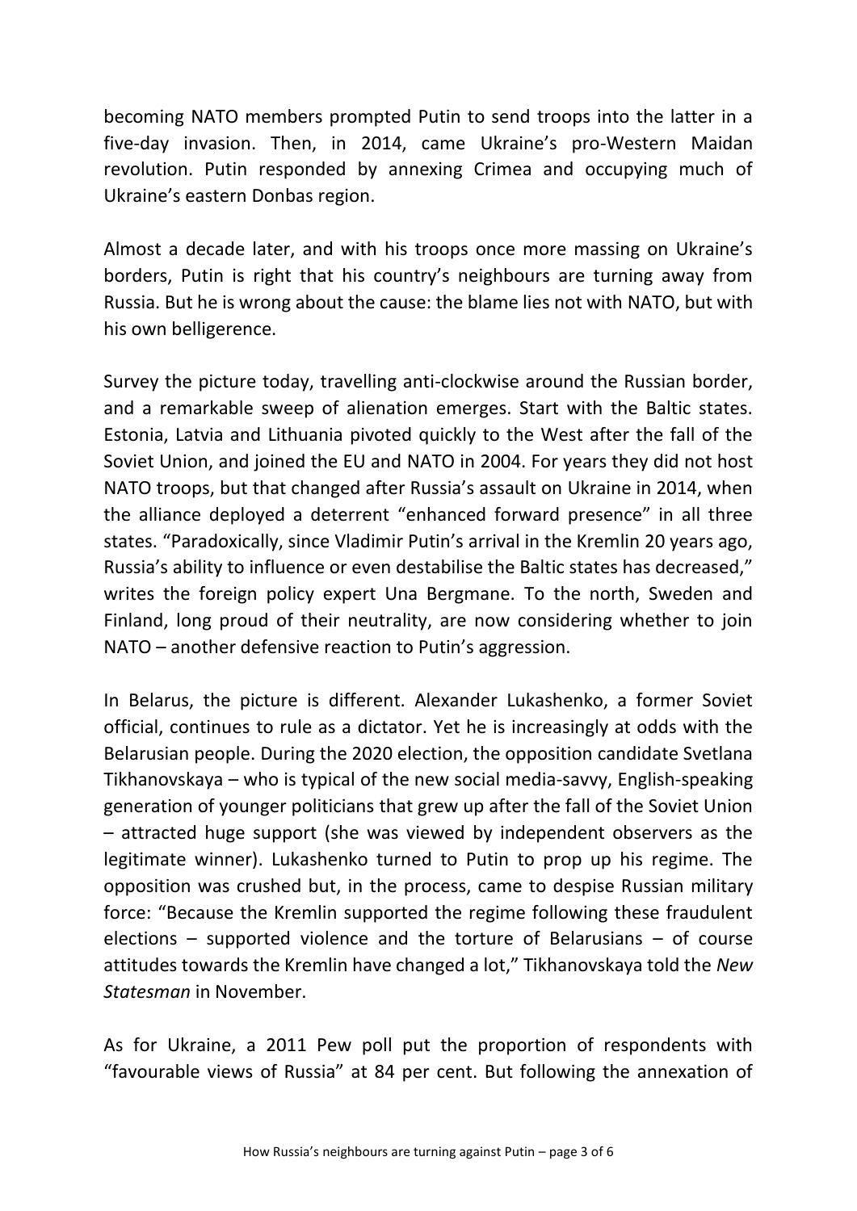becoming NATO members prompted Putin to send troops into the latter in a five-day invasion. Then, in 2014, came Ukraine's pro-Western Maidan revolution. Putin responded by annexing Crimea and occupying much of Ukraine's eastern Donbas region.

Almost a decade later, and with his troops once more massing on Ukraine's borders, Putin is right that his country's neighbours are turning away from Russia. But he is wrong about the cause: the blame lies not with NATO, but with his own belligerence.

Survey the picture today, travelling anti-clockwise around the Russian border, and a remarkable sweep of alienation emerges. Start with the Baltic states. Estonia, Latvia and Lithuania pivoted quickly to the West after the fall of the Soviet Union, and joined the EU and NATO in 2004. For years they did not host NATO troops, but that changed after Russia's assault on Ukraine in 2014, when the alliance deployed a deterrent "enhanced forward presence" in all three states. "Paradoxically, since Vladimir Putin's arrival in the Kremlin 20 years ago, Russia's ability to influence or even destabilise the Baltic states has decreased," writes the foreign policy expert Una Bergmane. To the north, Sweden and Finland, long proud of their neutrality, are now considering whether to join NATO – another defensive reaction to Putin's aggression.

In Belarus, the picture is different. Alexander Lukashenko, a former Soviet official, continues to rule as a dictator. Yet he is increasingly at odds with the Belarusian people. During the 2020 election, the opposition candidate Svetlana Tikhanovskaya – who is typical of the new social media-savvy, English-speaking generation of younger politicians that grew up after the fall of the Soviet Union – attracted huge support (she was viewed by independent observers as the legitimate winner). Lukashenko turned to Putin to prop up his regime. The opposition was crushed but, in the process, came to despise Russian military force: "Because the Kremlin supported the regime following these fraudulent elections – supported violence and the torture of Belarusians – of course attitudes towards the Kremlin have changed a lot," Tikhanovskaya told the *New Statesman* in November.

As for Ukraine, a 2011 Pew poll put the proportion of respondents with "favourable views of Russia" at 84 per cent. But following the annexation of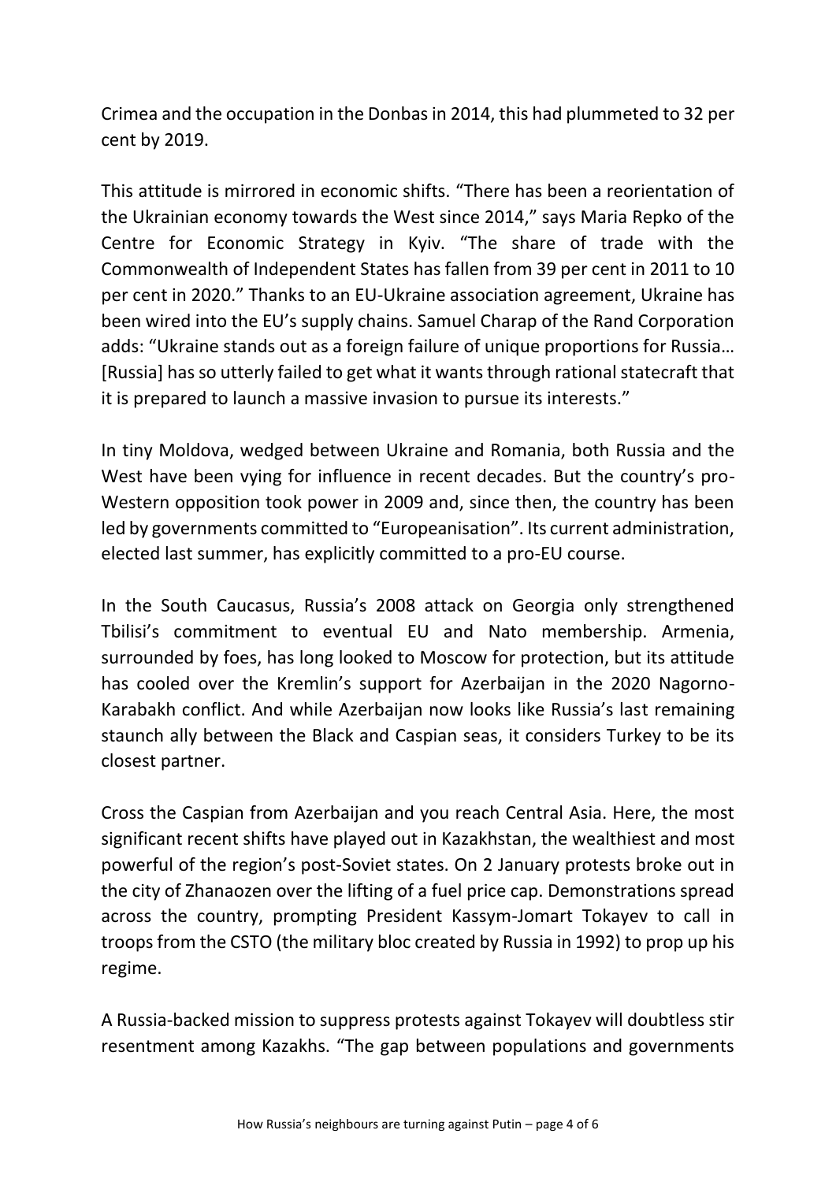Crimea and the occupation in the Donbas in 2014, this had plummeted to 32 per cent by 2019.

This attitude is mirrored in economic shifts. "There has been a reorientation of the Ukrainian economy towards the West since 2014," says Maria Repko of the Centre for Economic Strategy in Kyiv. "The share of trade with the Commonwealth of Independent States has fallen from 39 per cent in 2011 to 10 per cent in 2020." Thanks to an EU-Ukraine association agreement, Ukraine has been wired into the EU's supply chains. Samuel Charap of the Rand Corporation adds: "Ukraine stands out as a foreign failure of unique proportions for Russia… [Russia] has so utterly failed to get what it wants through rational statecraft that it is prepared to launch a massive invasion to pursue its interests."

In tiny Moldova, wedged between Ukraine and Romania, both Russia and the West have been vying for influence in recent decades. But the country's pro-Western opposition took power in 2009 and, since then, the country has been led by governments committed to "Europeanisation". Its current administration, elected last summer, has explicitly committed to a pro-EU course.

In the South Caucasus, Russia's 2008 attack on Georgia only strengthened Tbilisi's commitment to eventual EU and Nato membership. Armenia, surrounded by foes, has long looked to Moscow for protection, but its attitude has cooled over the Kremlin's support for Azerbaijan in the 2020 Nagorno-Karabakh conflict. And while Azerbaijan now looks like Russia's last remaining staunch ally between the Black and Caspian seas, it considers Turkey to be its closest partner.

Cross the Caspian from Azerbaijan and you reach Central Asia. Here, the most significant recent shifts have played out in Kazakhstan, the wealthiest and most powerful of the region's post-Soviet states. On 2 January protests broke out in the city of Zhanaozen over the lifting of a fuel price cap. Demonstrations spread across the country, prompting President Kassym-Jomart Tokayev to call in troops from the CSTO (the military bloc created by Russia in 1992) to prop up his regime.

A Russia-backed mission to suppress protests against Tokayev will doubtless stir resentment among Kazakhs. "The gap between populations and governments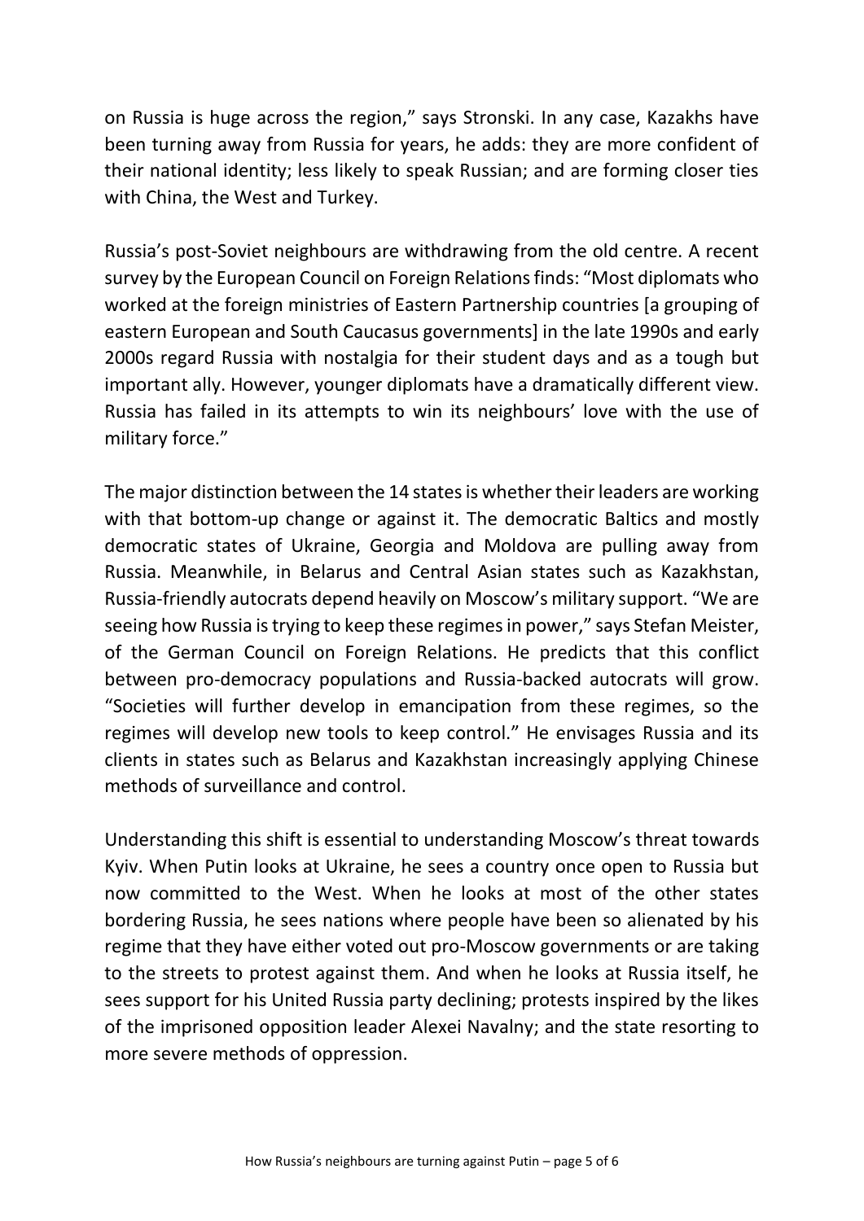on Russia is huge across the region," says Stronski. In any case, Kazakhs have been turning away from Russia for years, he adds: they are more confident of their national identity; less likely to speak Russian; and are forming closer ties with China, the West and Turkey.

Russia's post-Soviet neighbours are withdrawing from the old centre. A recent survey by the European Council on Foreign Relations finds: "Most diplomats who worked at the foreign ministries of Eastern Partnership countries [a grouping of eastern European and South Caucasus governments] in the late 1990s and early 2000s regard Russia with nostalgia for their student days and as a tough but important ally. However, younger diplomats have a dramatically different view. Russia has failed in its attempts to win its neighbours' love with the use of military force."

The major distinction between the 14 states is whether their leaders are working with that bottom-up change or against it. The democratic Baltics and mostly democratic states of Ukraine, Georgia and Moldova are pulling away from Russia. Meanwhile, in Belarus and Central Asian states such as Kazakhstan, Russia-friendly autocrats depend heavily on Moscow's military support. "We are seeing how Russia is trying to keep these regimes in power," says Stefan Meister, of the German Council on Foreign Relations. He predicts that this conflict between pro-democracy populations and Russia-backed autocrats will grow. "Societies will further develop in emancipation from these regimes, so the regimes will develop new tools to keep control." He envisages Russia and its clients in states such as Belarus and Kazakhstan increasingly applying Chinese methods of surveillance and control.

Understanding this shift is essential to understanding Moscow's threat towards Kyiv. When Putin looks at Ukraine, he sees a country once open to Russia but now committed to the West. When he looks at most of the other states bordering Russia, he sees nations where people have been so alienated by his regime that they have either voted out pro-Moscow governments or are taking to the streets to protest against them. And when he looks at Russia itself, he sees support for his United Russia party declining; protests inspired by the likes of the imprisoned opposition leader Alexei Navalny; and the state resorting to more severe methods of oppression.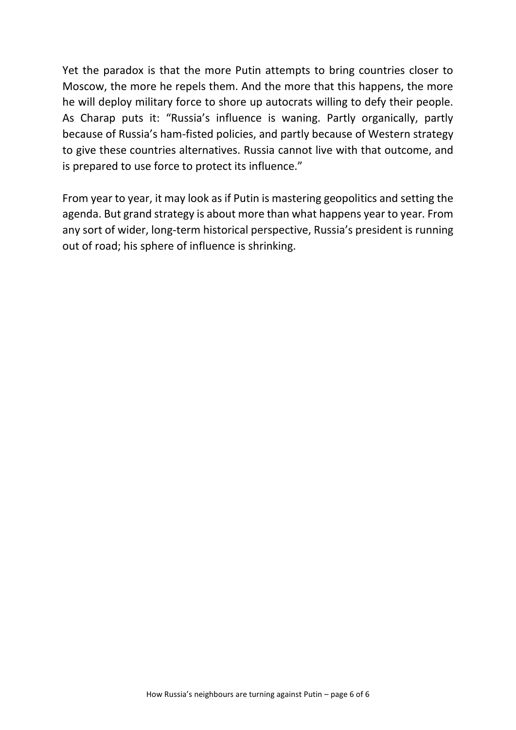Yet the paradox is that the more Putin attempts to bring countries closer to Moscow, the more he repels them. And the more that this happens, the more he will deploy military force to shore up autocrats willing to defy their people. As Charap puts it: “Russia’s influence is waning. Partly organically, partly because of Russia’s ham-fisted policies, and partly because of Western strategy to give these countries alternatives. Russia cannot live with that outcome, and is prepared to use force to protect its influence.”

From year to year, it may look as if Putin is mastering geopolitics and setting the agenda. But grand strategy is about more than what happens year to year. From any sort of wider, long-term historical perspective, Russia’s president is running out of road; his sphere of influence is shrinking.